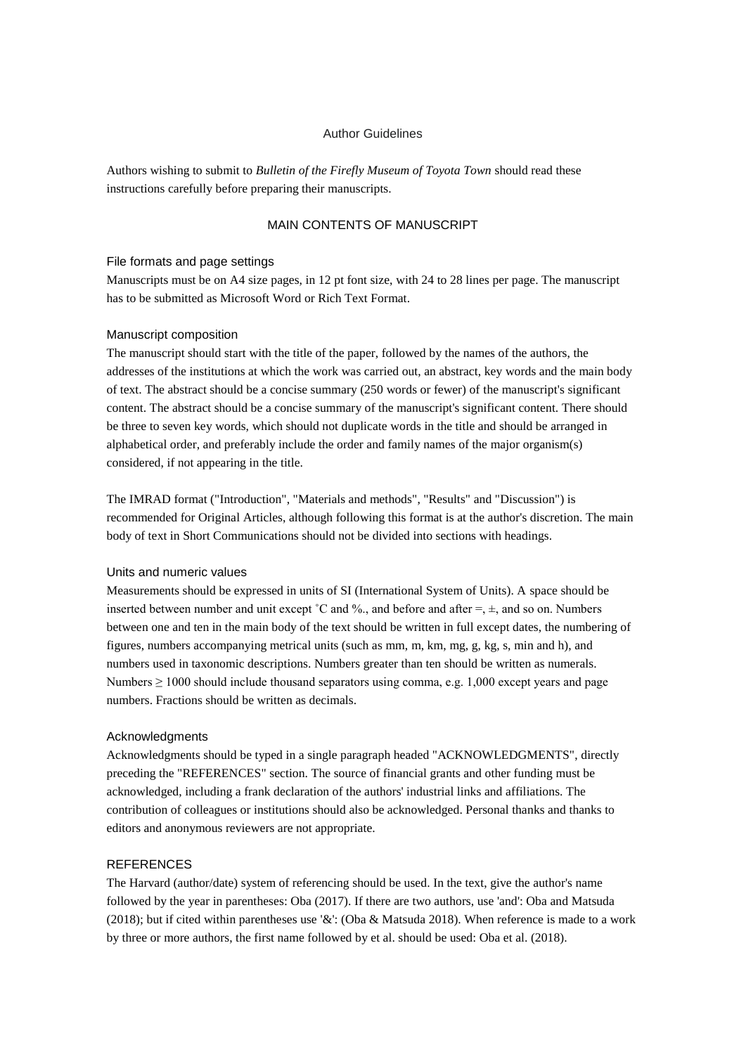# Author Guidelines

Authors wishing to submit to *Bulletin of the Firefly Museum of Toyota Town* should read these instructions carefully before preparing their manuscripts.

## MAIN CONTENTS OF MANUSCRIPT

### File formats and page settings

Manuscripts must be on A4 size pages, in 12 pt font size, with 24 to 28 lines per page. The manuscript has to be submitted as Microsoft Word or Rich Text Format.

### Manuscript composition

The manuscript should start with the title of the paper, followed by the names of the authors, the addresses of the institutions at which the work was carried out, an abstract, key words and the main body of text. The abstract should be a concise summary (250 words or fewer) of the manuscript's significant content. The abstract should be a concise summary of the manuscript's significant content. There should be three to seven key words, which should not duplicate words in the title and should be arranged in alphabetical order, and preferably include the order and family names of the major organism(s) considered, if not appearing in the title.

The IMRAD format ("Introduction", "Materials and methods", "Results" and "Discussion") is recommended for Original Articles, although following this format is at the author's discretion. The main body of text in Short Communications should not be divided into sections with headings.

### Units and numeric values

Measurements should be expressed in units of SI (International System of Units). A space should be inserted between number and unit except ˚C and %., and before and after =, ±, and so on. Numbers between one and ten in the main body of the text should be written in full except dates, the numbering of figures, numbers accompanying metrical units (such as mm, m, km, mg, g, kg, s, min and h), and numbers used in taxonomic descriptions. Numbers greater than ten should be written as numerals. Numbers ≥ 1000 should include thousand separators using comma, e.g. 1,000 except years and page numbers. Fractions should be written as decimals.

### Acknowledgments

Acknowledgments should be typed in a single paragraph headed "ACKNOWLEDGMENTS", directly preceding the "REFERENCES" section. The source of financial grants and other funding must be acknowledged, including a frank declaration of the authors' industrial links and affiliations. The contribution of colleagues or institutions should also be acknowledged. Personal thanks and thanks to editors and anonymous reviewers are not appropriate.

### REFERENCES

The Harvard (author/date) system of referencing should be used. In the text, give the author's name followed by the year in parentheses: Oba (2017). If there are two authors, use 'and': Oba and Matsuda (2018); but if cited within parentheses use '&': (Oba & Matsuda 2018). When reference is made to a work by three or more authors, the first name followed by et al. should be used: Oba et al. (2018).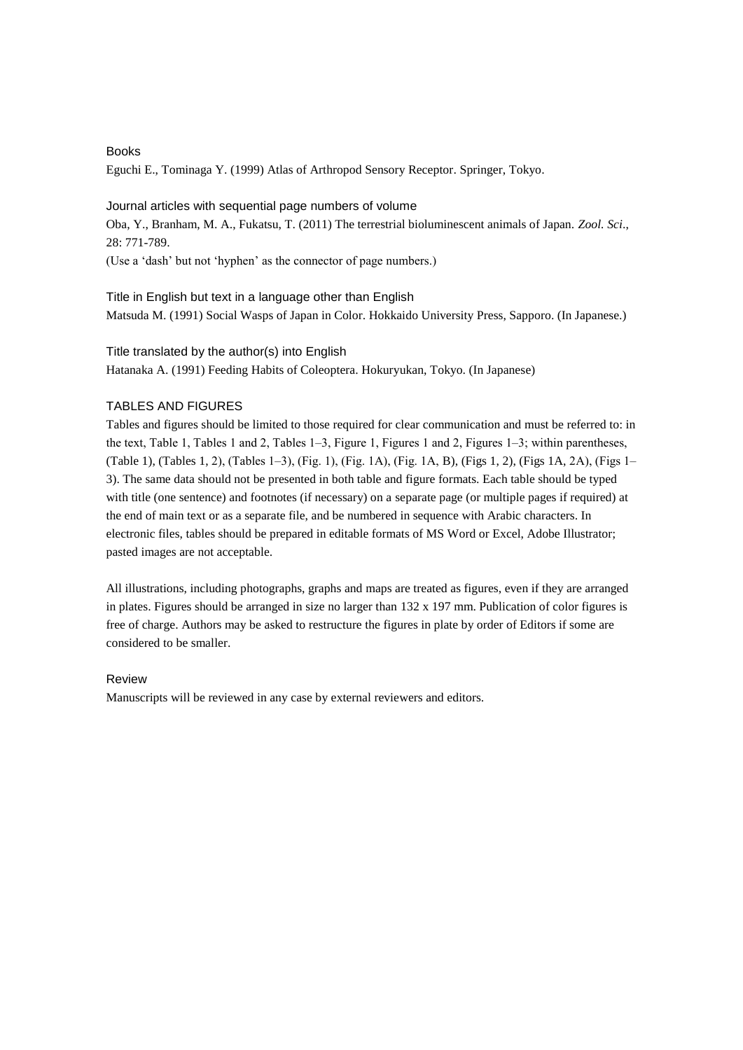### Books

Eguchi E., Tominaga Y. (1999) Atlas of Arthropod Sensory Receptor. Springer, Tokyo.

### Journal articles with sequential page numbers of volume

Oba, Y., Branham, M. A., Fukatsu, T. (2011) The terrestrial bioluminescent animals of Japan. *Zool. Sci*., 28: 771-789.

(Use a 'dash' but not 'hyphen' as the connector of page numbers.)

### Title in English but text in a language other than English

Matsuda M. (1991) Social Wasps of Japan in Color. Hokkaido University Press, Sapporo. (In Japanese.)

### Title translated by the author(s) into English

Hatanaka A. (1991) Feeding Habits of Coleoptera. Hokuryukan, Tokyo. (In Japanese)

## TABLES AND FIGURES

Tables and figures should be limited to those required for clear communication and must be referred to: in the text, Table 1, Tables 1 and 2, Tables 1–3, Figure 1, Figures 1 and 2, Figures 1–3; within parentheses, (Table 1), (Tables 1, 2), (Tables 1–3), (Fig. 1), (Fig. 1A), (Fig. 1A, B), (Figs 1, 2), (Figs 1A, 2A), (Figs 1–3). The same data should not be presented in both table and figure formats. Each table should be typed with title (one sentence) and footnotes (if necessary) on a separate page (or multiple pages if required) at the end of main text or as a separate file, and be numbered in sequence with Arabic characters. In electronic files, tables should be prepared in editable formats of MS Word or Excel, Adobe Illustrator; pasted images are not acceptable.

All illustrations, including photographs, graphs and maps are treated as figures, even if they are arranged in plates. Figures should be arranged in size no larger than 132 x 197 mm. Publication of color figures is free of charge. Authors may be asked to restructure the figures in plate by order of Editors if some are considered to be smaller.

### Review

Manuscripts will be reviewed in any case by external reviewers and editors.